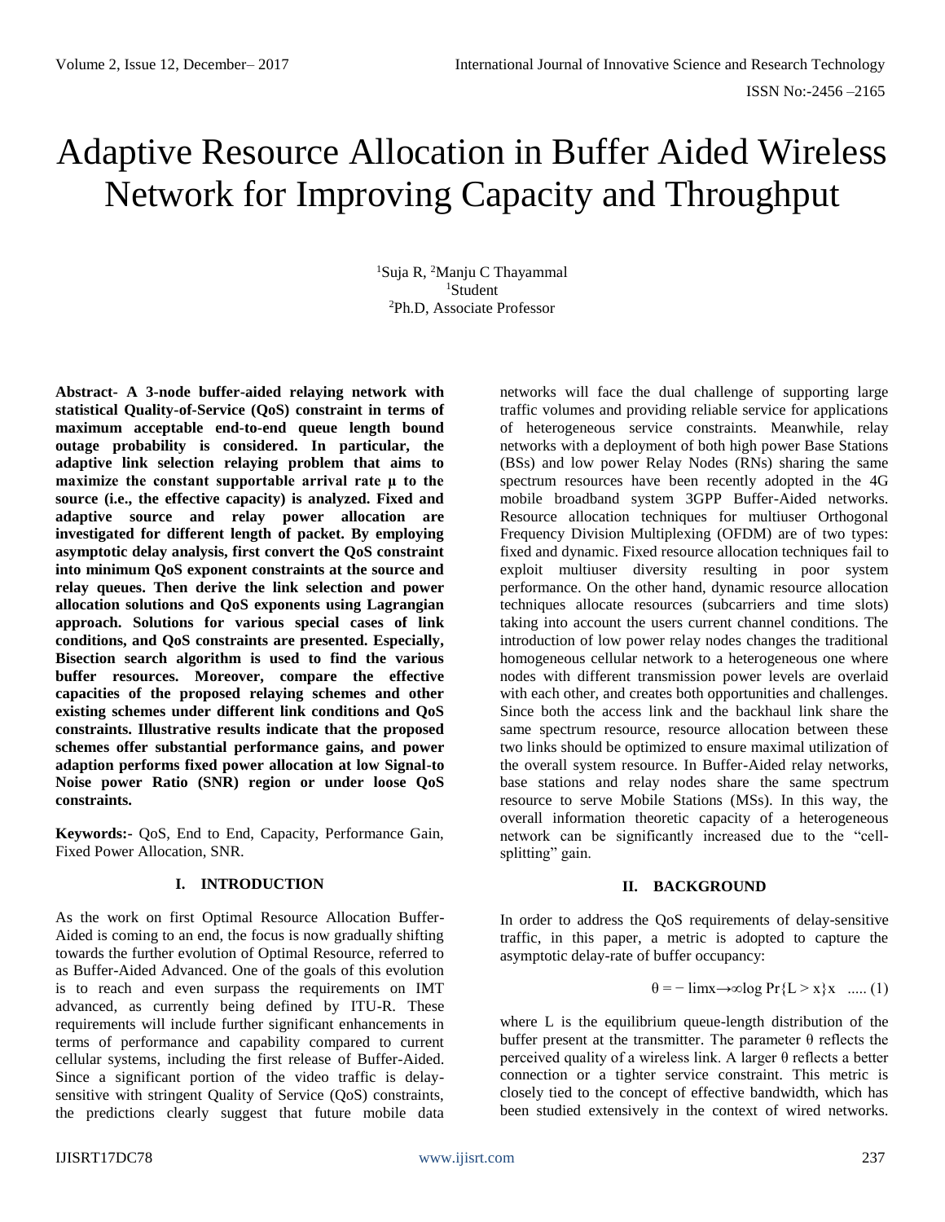# Adaptive Resource Allocation in Buffer Aided Wireless Network for Improving Capacity and Throughput

[1]Suja R, [2]Manju C Thayammal
[1]Student
[2]Ph.D, Associate Professor

**Abstract- A 3-node buffer-aided relaying network with statistical Quality-of-Service (QoS) constraint in terms of maximum acceptable end-to-end queue length bound outage probability is considered. In particular, the adaptive link selection relaying problem that aims to maximize the constant supportable arrival rate μ to the source (i.e., the effective capacity) is analyzed. Fixed and adaptive source and relay power allocation are investigated for different length of packet. By employing asymptotic delay analysis, first convert the QoS constraint into minimum QoS exponent constraints at the source and relay queues. Then derive the link selection and power allocation solutions and QoS exponents using Lagrangian approach. Solutions for various special cases of link conditions, and QoS constraints are presented. Especially, Bisection search algorithm is used to find the various buffer resources. Moreover, compare the effective capacities of the proposed relaying schemes and other existing schemes under different link conditions and QoS constraints. Illustrative results indicate that the proposed schemes offer substantial performance gains, and power adaption performs fixed power allocation at low Signal-to Noise power Ratio (SNR) region or under loose QoS constraints.**

**Keywords:-** QoS, End to End, Capacity, Performance Gain, Fixed Power Allocation, SNR.

## I. INTRODUCTION

As the work on first Optimal Resource Allocation Buffer-Aided is coming to an end, the focus is now gradually shifting towards the further evolution of Optimal Resource, referred to as Buffer-Aided Advanced. One of the goals of this evolution is to reach and even surpass the requirements on IMT advanced, as currently being defined by ITU-R. These requirements will include further significant enhancements in terms of performance and capability compared to current cellular systems, including the first release of Buffer-Aided. Since a significant portion of the video traffic is delay-sensitive with stringent Quality of Service (QoS) constraints, the predictions clearly suggest that future mobile data networks will face the dual challenge of supporting large traffic volumes and providing reliable service for applications of heterogeneous service constraints. Meanwhile, relay networks with a deployment of both high power Base Stations (BSs) and low power Relay Nodes (RNs) sharing the same spectrum resources have been recently adopted in the 4G mobile broadband system 3GPP Buffer-Aided networks. Resource allocation techniques for multiuser Orthogonal Frequency Division Multiplexing (OFDM) are of two types: fixed and dynamic. Fixed resource allocation techniques fail to exploit multiuser diversity resulting in poor system performance. On the other hand, dynamic resource allocation techniques allocate resources (subcarriers and time slots) taking into account the users current channel conditions. The introduction of low power relay nodes changes the traditional homogeneous cellular network to a heterogeneous one where nodes with different transmission power levels are overlaid with each other, and creates both opportunities and challenges. Since both the access link and the backhaul link share the same spectrum resource, resource allocation between these two links should be optimized to ensure maximal utilization of the overall system resource. In Buffer-Aided relay networks, base stations and relay nodes share the same spectrum resource to serve Mobile Stations (MSs). In this way, the overall information theoretic capacity of a heterogeneous network can be significantly increased due to the "cell-splitting" gain.

## II. BACKGROUND

In order to address the QoS requirements of delay-sensitive traffic, in this paper, a metric is adopted to capture the asymptotic delay-rate of buffer occupancy:

$$\theta = -\lim_{x\to\infty} \log \Pr\{L > x\} x \quad ..... (1)$$

where L is the equilibrium queue-length distribution of the buffer present at the transmitter. The parameter θ reflects the perceived quality of a wireless link. A larger θ reflects a better connection or a tighter service constraint. This metric is closely tied to the concept of effective bandwidth, which has been studied extensively in the context of wired networks.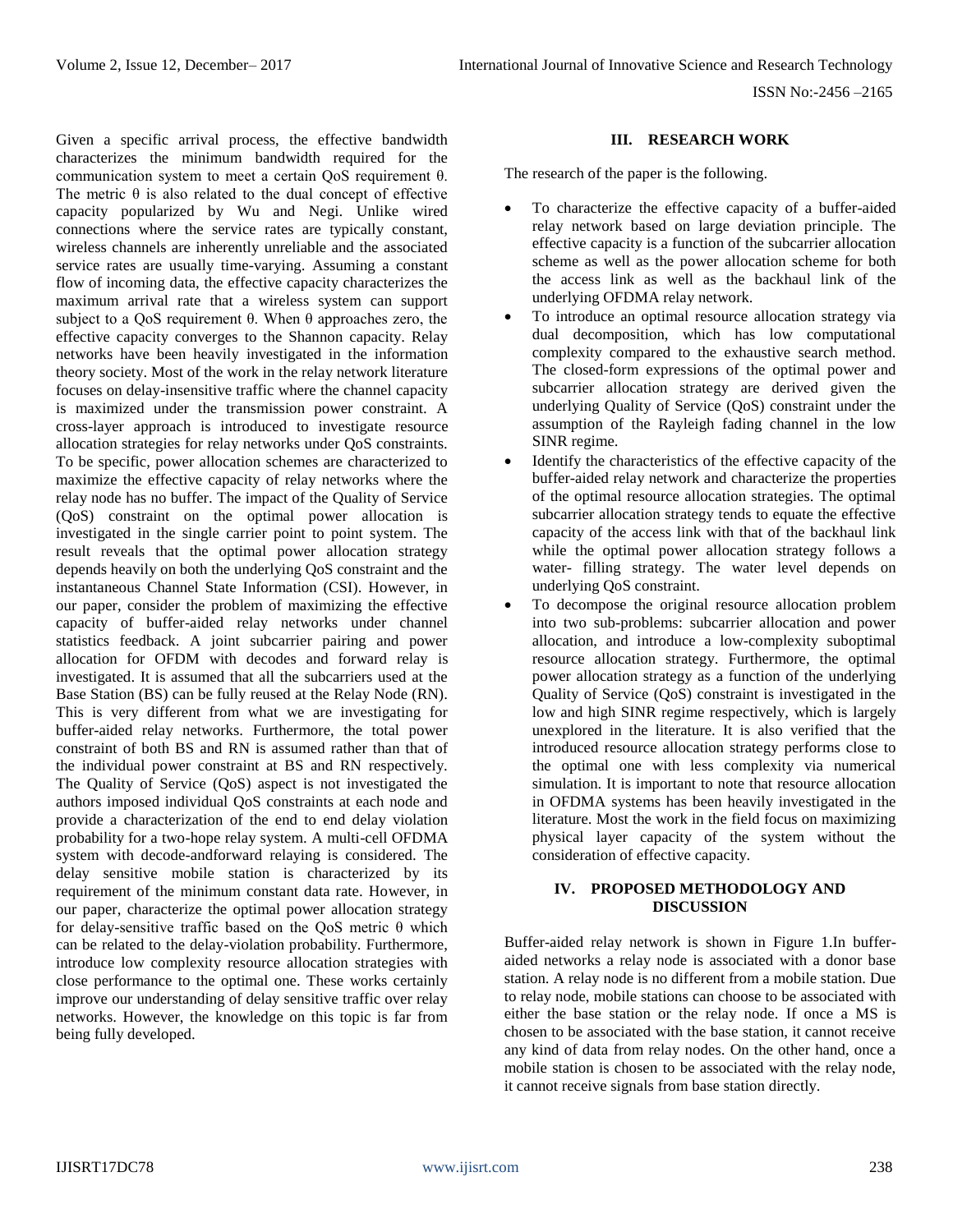Given a specific arrival process, the effective bandwidth characterizes the minimum bandwidth required for the communication system to meet a certain QoS requirement θ. The metric θ is also related to the dual concept of effective capacity popularized by Wu and Negi. Unlike wired connections where the service rates are typically constant, wireless channels are inherently unreliable and the associated service rates are usually time-varying. Assuming a constant flow of incoming data, the effective capacity characterizes the maximum arrival rate that a wireless system can support subject to a QoS requirement θ. When θ approaches zero, the effective capacity converges to the Shannon capacity. Relay networks have been heavily investigated in the information theory society. Most of the work in the relay network literature focuses on delay-insensitive traffic where the channel capacity is maximized under the transmission power constraint. A cross-layer approach is introduced to investigate resource allocation strategies for relay networks under QoS constraints. To be specific, power allocation schemes are characterized to maximize the effective capacity of relay networks where the relay node has no buffer. The impact of the Quality of Service (QoS) constraint on the optimal power allocation is investigated in the single carrier point to point system. The result reveals that the optimal power allocation strategy depends heavily on both the underlying QoS constraint and the instantaneous Channel State Information (CSI). However, in our paper, consider the problem of maximizing the effective capacity of buffer-aided relay networks under channel statistics feedback. A joint subcarrier pairing and power allocation for OFDM with decodes and forward relay is investigated. It is assumed that all the subcarriers used at the Base Station (BS) can be fully reused at the Relay Node (RN). This is very different from what we are investigating for buffer-aided relay networks. Furthermore, the total power constraint of both BS and RN is assumed rather than that of the individual power constraint at BS and RN respectively. The Quality of Service (QoS) aspect is not investigated the authors imposed individual QoS constraints at each node and provide a characterization of the end to end delay violation probability for a two-hope relay system. A multi-cell OFDMA system with decode-andforward relaying is considered. The delay sensitive mobile station is characterized by its requirement of the minimum constant data rate. However, in our paper, characterize the optimal power allocation strategy for delay-sensitive traffic based on the QoS metric θ which can be related to the delay-violation probability. Furthermore, introduce low complexity resource allocation strategies with close performance to the optimal one. These works certainly improve our understanding of delay sensitive traffic over relay networks. However, the knowledge on this topic is far from being fully developed.

## III. RESEARCH WORK

The research of the paper is the following.

- To characterize the effective capacity of a buffer-aided relay network based on large deviation principle. The effective capacity is a function of the subcarrier allocation scheme as well as the power allocation scheme for both the access link as well as the backhaul link of the underlying OFDMA relay network.
- To introduce an optimal resource allocation strategy via dual decomposition, which has low computational complexity compared to the exhaustive search method. The closed-form expressions of the optimal power and subcarrier allocation strategy are derived given the underlying Quality of Service (QoS) constraint under the assumption of the Rayleigh fading channel in the low SINR regime.
- Identify the characteristics of the effective capacity of the buffer-aided relay network and characterize the properties of the optimal resource allocation strategies. The optimal subcarrier allocation strategy tends to equate the effective capacity of the access link with that of the backhaul link while the optimal power allocation strategy follows a water- filling strategy. The water level depends on underlying QoS constraint.
- To decompose the original resource allocation problem into two sub-problems: subcarrier allocation and power allocation, and introduce a low-complexity suboptimal resource allocation strategy. Furthermore, the optimal power allocation strategy as a function of the underlying Quality of Service (QoS) constraint is investigated in the low and high SINR regime respectively, which is largely unexplored in the literature. It is also verified that the introduced resource allocation strategy performs close to the optimal one with less complexity via numerical simulation. It is important to note that resource allocation in OFDMA systems has been heavily investigated in the literature. Most the work in the field focus on maximizing physical layer capacity of the system without the consideration of effective capacity.

## IV. PROPOSED METHODOLOGY AND DISCUSSION

Buffer-aided relay network is shown in Figure 1.In buffer-aided networks a relay node is associated with a donor base station. A relay node is no different from a mobile station. Due to relay node, mobile stations can choose to be associated with either the base station or the relay node. If once a MS is chosen to be associated with the base station, it cannot receive any kind of data from relay nodes. On the other hand, once a mobile station is chosen to be associated with the relay node, it cannot receive signals from base station directly.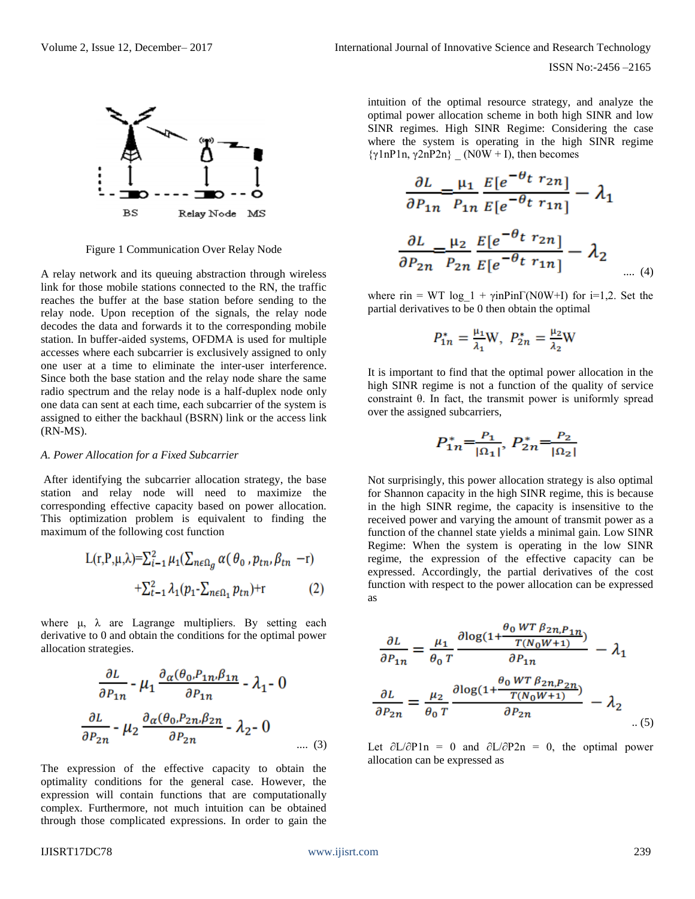Figure 1 Communication Over Relay Node

A relay network and its queuing abstraction through wireless link for those mobile stations connected to the RN, the traffic reaches the buffer at the base station before sending to the relay node. Upon reception of the signals, the relay node decodes the data and forwards it to the corresponding mobile station. In buffer-aided systems, OFDMA is used for multiple accesses where each subcarrier is exclusively assigned to only one user at a time to eliminate the inter-user interference. Since both the base station and the relay node share the same radio spectrum and the relay node is a half-duplex node only one data can sent at each time, each subcarrier of the system is assigned to either the backhaul (BSRN) link or the access link (RN-MS).

*A. Power Allocation for a Fixed Subcarrier*

After identifying the subcarrier allocation strategy, the base station and relay node will need to maximize the corresponding effective capacity based on power allocation. This optimization problem is equivalent to finding the maximum of the following cost function

$$L(r,P,\mu,\lambda)=\sum_{i-1}^{2}\mu_1\left(\sum_{n\epsilon\Omega_g}\alpha(\theta_0, p_{tn}, \beta_{tn} - r)\right) + \sum_{t-1}^{2}\lambda_1\left(p_1 - \sum_{n\epsilon\Omega_1} p_{tn}\right) + r \quad (2)$$

where μ, λ are Lagrange multipliers. By setting each derivative to 0 and obtain the conditions for the optimal power allocation strategies.

$$\frac{\partial L}{\partial P_{1n}} - \mu_1 \frac{\partial_{\alpha}(\theta_0, P_{1n}, \beta_{1n}}{\partial P_{1n}} - \lambda_1 - 0$$

$$\frac{\partial L}{\partial P_{2n}} - \mu_2 \frac{\partial_{\alpha}(\theta_0, P_{2n}, \beta_{2n}}{\partial P_{2n}} - \lambda_2 - 0 \quad .... (3)$$

The expression of the effective capacity to obtain the optimality conditions for the general case. However, the expression will contain functions that are computationally complex. Furthermore, not much intuition can be obtained through those complicated expressions. In order to gain the intuition of the optimal resource strategy, and analyze the optimal power allocation scheme in both high SINR and low SINR regimes. High SINR Regime: Considering the case where the system is operating in the high SINR regime {γ1nP1n, γ2nP2n} _ (N0W + I), then becomes

$$\frac{\partial L}{\partial P_{1n}} = \frac{\mu_1}{P_{1n}} \frac{E[e^{-\theta_t\ r_{2n}}]}{E[e^{-\theta_t\ r_{1n}}]} - \lambda_1$$

$$\frac{\partial L}{\partial P_{2n}} = \frac{\mu_2}{P_{2n}} \frac{E[e^{-\theta_t\ r_{2n}}]}{E[e^{-\theta_t\ r_{1n}}]} - \lambda_2 \quad .... (4)$$

where rin = WT log_1 + γinPinΓ(N0W+I) for i=1,2. Set the partial derivatives to be 0 then obtain the optimal

$$P_{1n}^* = \frac{\mu_1}{\lambda_1}W, \ P_{2n}^* = \frac{\mu_2}{\lambda_2}W$$

It is important to find that the optimal power allocation in the high SINR regime is not a function of the quality of service constraint θ. In fact, the transmit power is uniformly spread over the assigned subcarriers,

$$P_{1n}^* = \frac{P_1}{|\Omega_1|}, \ P_{2n}^* = \frac{P_2}{|\Omega_2|}$$

Not surprisingly, this power allocation strategy is also optimal for Shannon capacity in the high SINR regime, this is because in the high SINR regime, the capacity is insensitive to the received power and varying the amount of transmit power as a function of the channel state yields a minimal gain. Low SINR Regime: When the system is operating in the low SINR regime, the expression of the effective capacity can be expressed. Accordingly, the partial derivatives of the cost function with respect to the power allocation can be expressed as

$$\frac{\partial L}{\partial P_{1n}} = \frac{\mu_1}{\theta_0 T} \frac{\partial \log(1 + \frac{\theta_0\ WT\ \beta_{2n, P_{1n}}}{T(N_0 W+1)})}{\partial P_{1n}} - \lambda_1$$

$$\frac{\partial L}{\partial P_{2n}} = \frac{\mu_2}{\theta_0 T} \frac{\partial \log(1 + \frac{\theta_0\ WT\ \beta_{2n, P_{2n}}}{T(N_0 W+1)})}{\partial P_{2n}} - \lambda_2 \quad .. (5)$$

Let ∂L/∂P1n = 0 and ∂L/∂P2n = 0, the optimal power allocation can be expressed as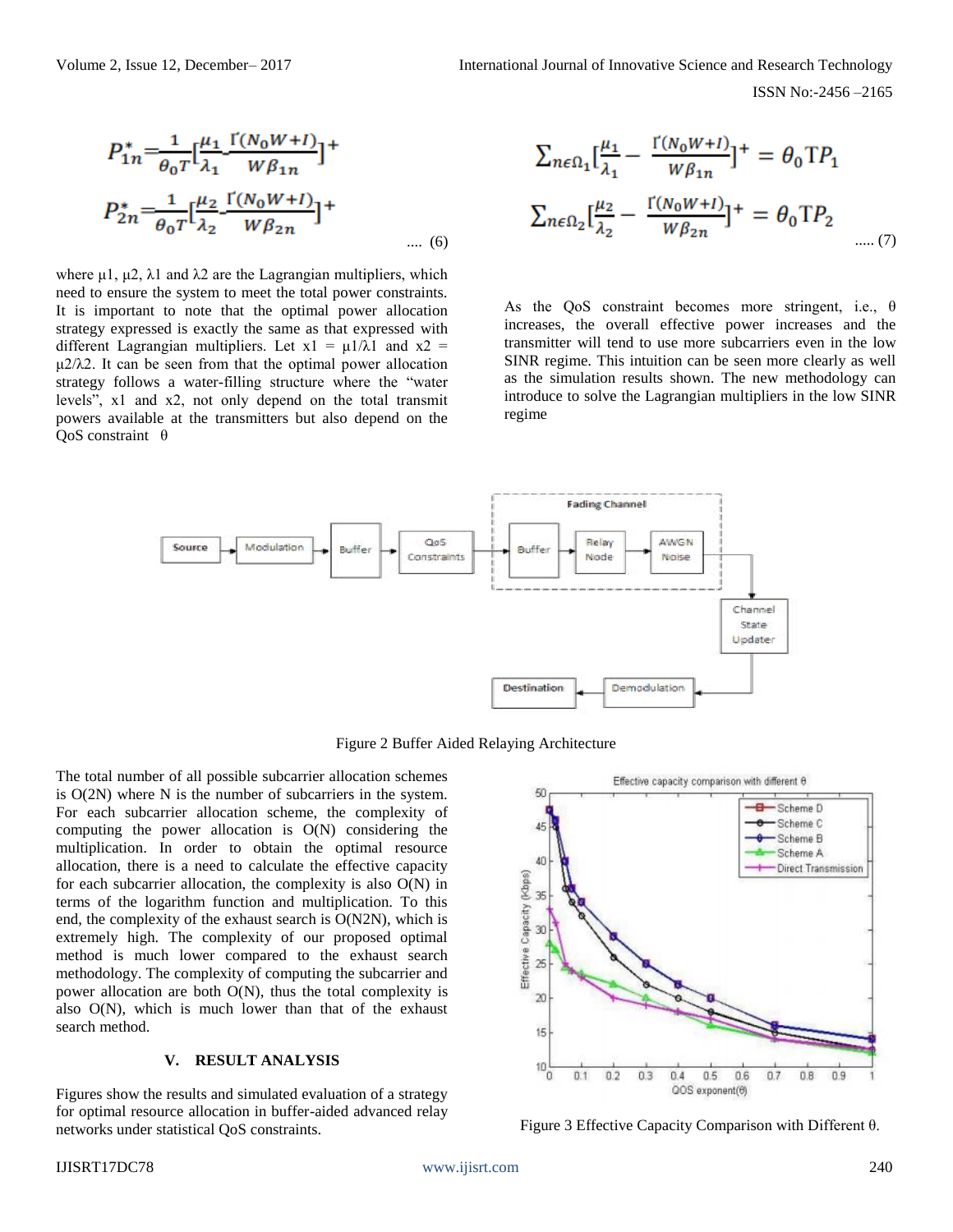$$P_{1n}^{*}=\frac{1}{\theta_0 T}\left[\frac{\mu_1}{\lambda_1}-\frac{\Gamma(N_0 W+I)}{W\beta_{1n}}\right]^{+}$$

$$P_{2n}^{*}=\frac{1}{\theta_0 T}\left[\frac{\mu_2}{\lambda_2}-\frac{\Gamma(N_0 W+I)}{W\beta_{2n}}\right]^{+} \quad .... (6)$$

where μ1, μ2, λ1 and λ2 are the Lagrangian multipliers, which need to ensure the system to meet the total power constraints. It is important to note that the optimal power allocation strategy expressed is exactly the same as that expressed with different Lagrangian multipliers. Let x1 = μ1/λ1 and x2 = μ2/λ2. It can be seen from that the optimal power allocation strategy follows a water-filling structure where the "water levels", x1 and x2, not only depend on the total transmit powers available at the transmitters but also depend on the QoS constraint θ

$$\sum_{n\epsilon\Omega_1}\left[\frac{\mu_1}{\lambda_1}-\frac{\Gamma(N_0 W+I)}{W\beta_{1n}}\right]^{+}=\theta_0 T P_1$$

$$\sum_{n\epsilon\Omega_2}\left[\frac{\mu_2}{\lambda_2}-\frac{\Gamma(N_0 W+I)}{W\beta_{2n}}\right]^{+}=\theta_0 T P_2 \quad ..... (7)$$

As the QoS constraint becomes more stringent, i.e., θ increases, the overall effective power increases and the transmitter will tend to use more subcarriers even in the low SINR regime. This intuition can be seen more clearly as well as the simulation results shown. The new methodology can introduce to solve the Lagrangian multipliers in the low SINR regime

Figure 2 Buffer Aided Relaying Architecture

The total number of all possible subcarrier allocation schemes is O(2N) where N is the number of subcarriers in the system. For each subcarrier allocation scheme, the complexity of computing the power allocation is O(N) considering the multiplication. In order to obtain the optimal resource allocation, there is a need to calculate the effective capacity for each subcarrier allocation, the complexity is also O(N) in terms of the logarithm function and multiplication. To this end, the complexity of the exhaust search is O(N2N), which is extremely high. The complexity of our proposed optimal method is much lower compared to the exhaust search methodology. The complexity of computing the subcarrier and power allocation are both O(N), thus the total complexity is also O(N), which is much lower than that of the exhaust search method.

## V. RESULT ANALYSIS

Figures show the results and simulated evaluation of a strategy for optimal resource allocation in buffer-aided advanced relay networks under statistical QoS constraints.

Figure 3 Effective Capacity Comparison with Different θ.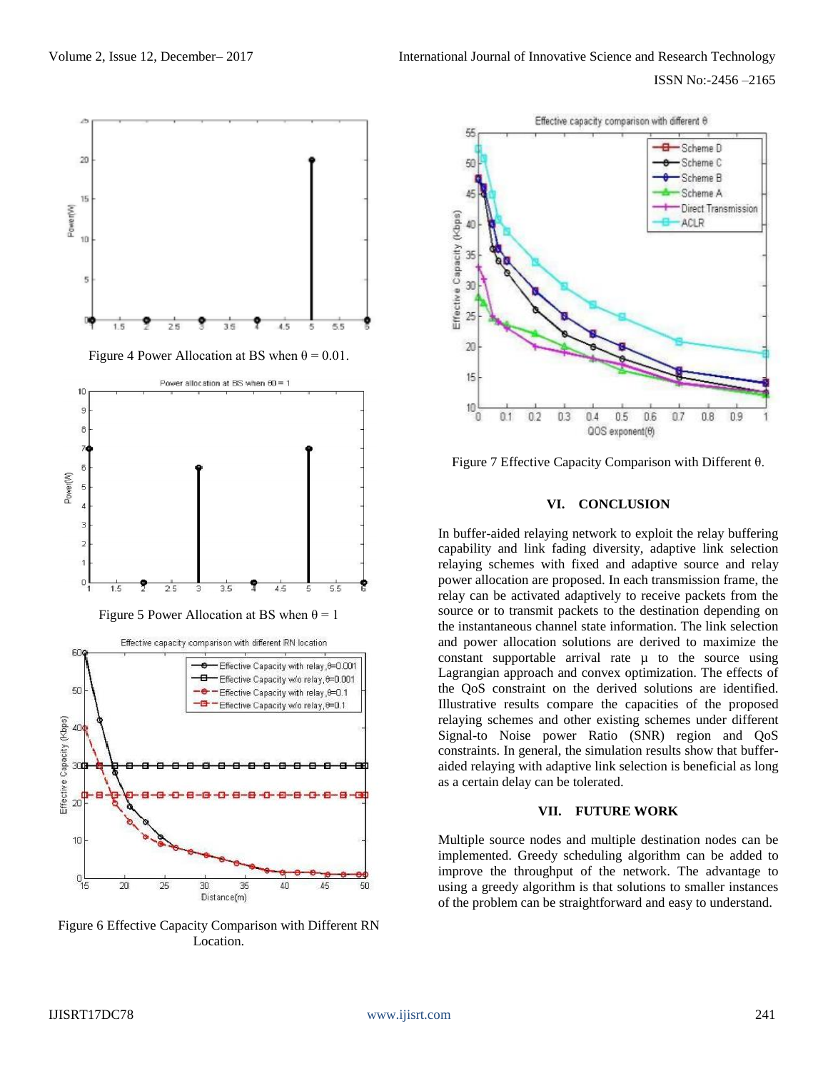Figure 4 Power Allocation at BS when $\theta = 0.01$.

Figure 5 Power Allocation at BS when $\theta = 1$

Figure 6 Effective Capacity Comparison with Different RN Location.

Figure 7 Effective Capacity Comparison with Different $\theta$.

## VI. CONCLUSION

In buffer-aided relaying network to exploit the relay buffering capability and link fading diversity, adaptive link selection relaying schemes with fixed and adaptive source and relay power allocation are proposed. In each transmission frame, the relay can be activated adaptively to receive packets from the source or to transmit packets to the destination depending on the instantaneous channel state information. The link selection and power allocation solutions are derived to maximize the constant supportable arrival rate $\mu$ to the source using Lagrangian approach and convex optimization. The effects of the QoS constraint on the derived solutions are identified. Illustrative results compare the capacities of the proposed relaying schemes and other existing schemes under different Signal-to Noise power Ratio (SNR) region and QoS constraints. In general, the simulation results show that buffer-aided relaying with adaptive link selection is beneficial as long as a certain delay can be tolerated.

## VII. FUTURE WORK

Multiple source nodes and multiple destination nodes can be implemented. Greedy scheduling algorithm can be added to improve the throughput of the network. The advantage to using a greedy algorithm is that solutions to smaller instances of the problem can be straightforward and easy to understand.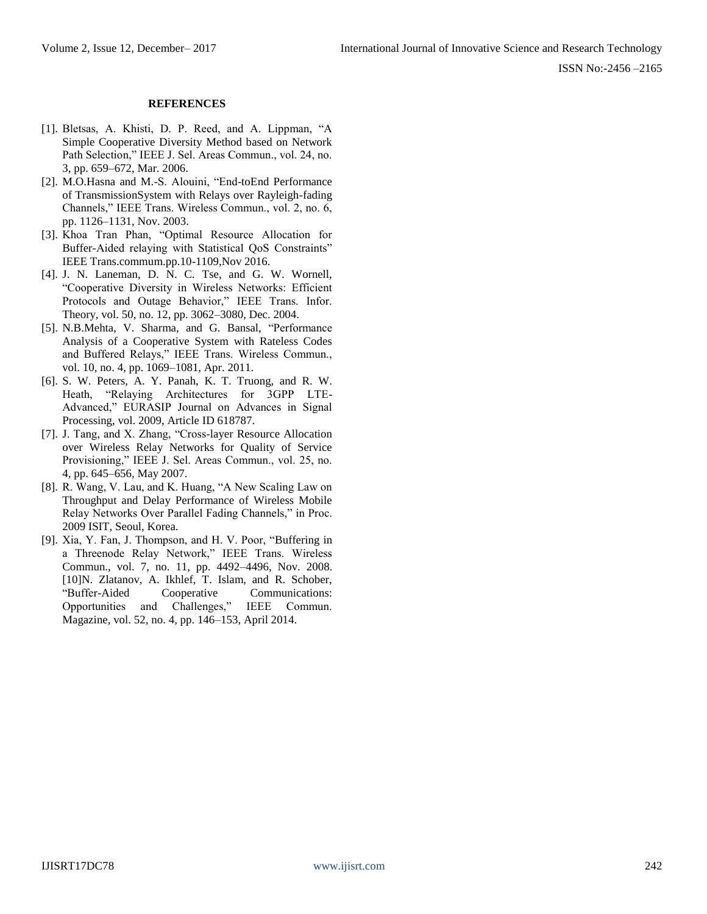## REFERENCES

[1]. Bletsas, A. Khisti, D. P. Reed, and A. Lippman, “A Simple Cooperative Diversity Method based on Network Path Selection,” IEEE J. Sel. Areas Commun., vol. 24, no. 3, pp. 659–672, Mar. 2006.

[2]. M.O.Hasna and M.-S. Alouini, “End-toEnd Performance of TransmissionSystem with Relays over Rayleigh-fading Channels,” IEEE Trans. Wireless Commun., vol. 2, no. 6, pp. 1126–1131, Nov. 2003.

[3]. Khoa Tran Phan, “Optimal Resource Allocation for Buffer-Aided relaying with Statistical QoS Constraints” IEEE Trans.commum.pp.10-1109,Nov 2016.

[4]. J. N. Laneman, D. N. C. Tse, and G. W. Wornell, “Cooperative Diversity in Wireless Networks: Efficient Protocols and Outage Behavior,” IEEE Trans. Infor. Theory, vol. 50, no. 12, pp. 3062–3080, Dec. 2004.

[5]. N.B.Mehta, V. Sharma, and G. Bansal, “Performance Analysis of a Cooperative System with Rateless Codes and Buffered Relays,” IEEE Trans. Wireless Commun., vol. 10, no. 4, pp. 1069–1081, Apr. 2011.

[6]. S. W. Peters, A. Y. Panah, K. T. Truong, and R. W. Heath, “Relaying Architectures for 3GPP LTE-Advanced,” EURASIP Journal on Advances in Signal Processing, vol. 2009, Article ID 618787.

[7]. J. Tang, and X. Zhang, “Cross-layer Resource Allocation over Wireless Relay Networks for Quality of Service Provisioning,” IEEE J. Sel. Areas Commun., vol. 25, no. 4, pp. 645–656, May 2007.

[8]. R. Wang, V. Lau, and K. Huang, “A New Scaling Law on Throughput and Delay Performance of Wireless Mobile Relay Networks Over Parallel Fading Channels,” in Proc. 2009 ISIT, Seoul, Korea.

[9]. Xia, Y. Fan, J. Thompson, and H. V. Poor, “Buffering in a Threenode Relay Network,” IEEE Trans. Wireless Commun., vol. 7, no. 11, pp. 4492–4496, Nov. 2008. [10]N. Zlatanov, A. Ikhlef, T. Islam, and R. Schober, “Buffer-Aided Cooperative Communications: Opportunities and Challenges,” IEEE Commun. Magazine, vol. 52, no. 4, pp. 146–153, April 2014.